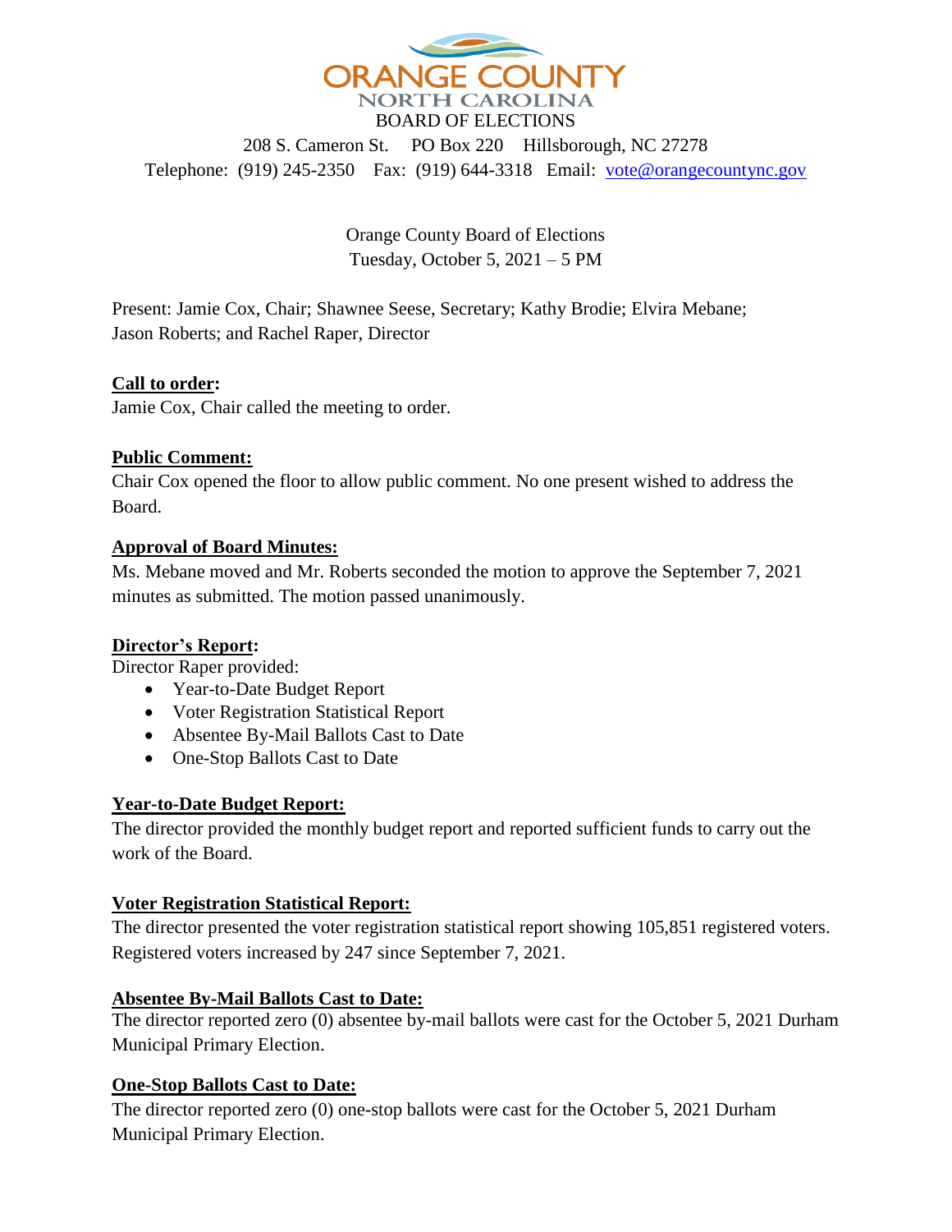ORANGE COUNTY
NORTH CAROLINA
BOARD OF ELECTIONS

208 S. Cameron St. PO Box 220 Hillsborough, NC 27278
Telephone: (919) 245-2350 Fax: (919) 644-3318 Email: vote@orangecountync.gov

Orange County Board of Elections
Tuesday, October 5, 2021 – 5 PM

Present: Jamie Cox, Chair; Shawnee Seese, Secretary; Kathy Brodie; Elvira Mebane; Jason Roberts; and Rachel Raper, Director

**Call to order:**
Jamie Cox, Chair called the meeting to order.

**Public Comment:**
Chair Cox opened the floor to allow public comment. No one present wished to address the Board.

**Approval of Board Minutes:**
Ms. Mebane moved and Mr. Roberts seconded the motion to approve the September 7, 2021 minutes as submitted. The motion passed unanimously.

**Director's Report:**
Director Raper provided:

- Year-to-Date Budget Report
- Voter Registration Statistical Report
- Absentee By-Mail Ballots Cast to Date
- One-Stop Ballots Cast to Date

**Year-to-Date Budget Report:**
The director provided the monthly budget report and reported sufficient funds to carry out the work of the Board.

**Voter Registration Statistical Report:**
The director presented the voter registration statistical report showing 105,851 registered voters. Registered voters increased by 247 since September 7, 2021.

**Absentee By-Mail Ballots Cast to Date:**
The director reported zero (0) absentee by-mail ballots were cast for the October 5, 2021 Durham Municipal Primary Election.

**One-Stop Ballots Cast to Date:**
The director reported zero (0) one-stop ballots were cast for the October 5, 2021 Durham Municipal Primary Election.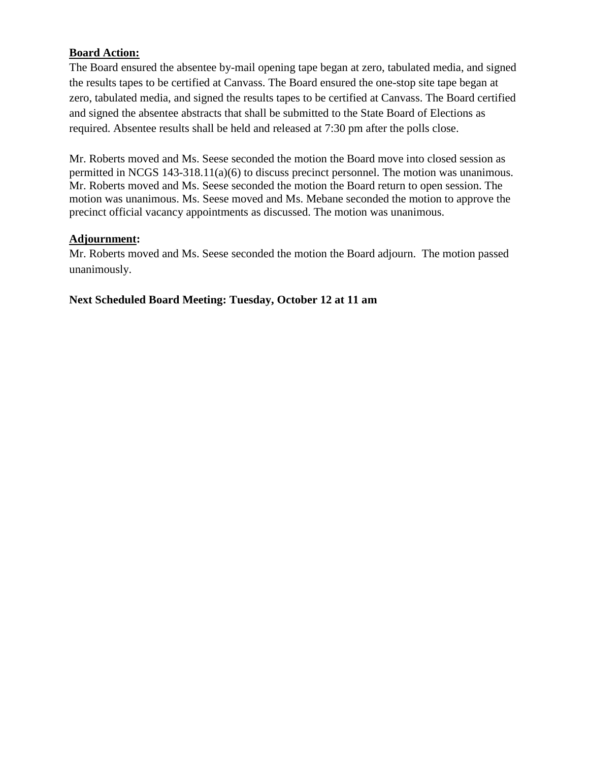**Board Action:**

The Board ensured the absentee by-mail opening tape began at zero, tabulated media, and signed the results tapes to be certified at Canvass. The Board ensured the one-stop site tape began at zero, tabulated media, and signed the results tapes to be certified at Canvass. The Board certified and signed the absentee abstracts that shall be submitted to the State Board of Elections as required. Absentee results shall be held and released at 7:30 pm after the polls close.

Mr. Roberts moved and Ms. Seese seconded the motion the Board move into closed session as permitted in NCGS 143-318.11(a)(6) to discuss precinct personnel. The motion was unanimous. Mr. Roberts moved and Ms. Seese seconded the motion the Board return to open session. The motion was unanimous. Ms. Seese moved and Ms. Mebane seconded the motion to approve the precinct official vacancy appointments as discussed. The motion was unanimous.

**Adjournment:**

Mr. Roberts moved and Ms. Seese seconded the motion the Board adjourn. The motion passed unanimously.

**Next Scheduled Board Meeting: Tuesday, October 12 at 11 am**